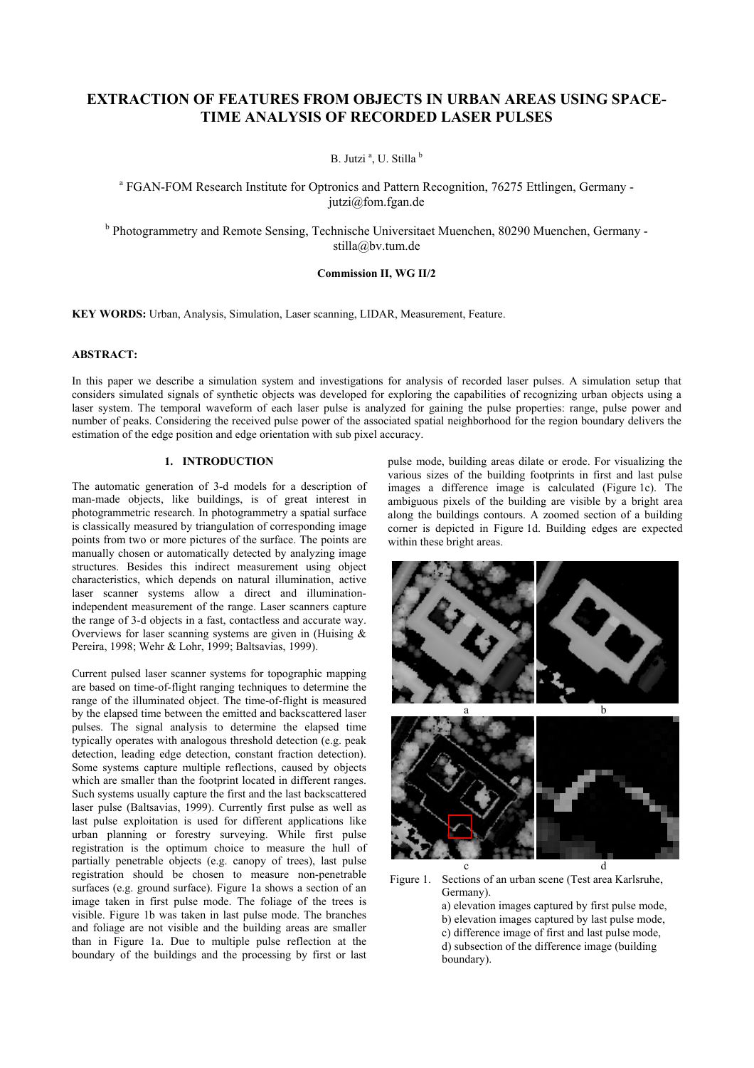# EXTRACTION OF FEATURES FROM OBJECTS IN URBAN AREAS USING SPACE-TIME ANALYSIS OF RECORDED LASER PULSES

B. Jutzi [a], U. Stilla [b]

[a] FGAN-FOM Research Institute for Optronics and Pattern Recognition, 76275 Ettlingen, Germany - jutzi@fom.fgan.de

[b] Photogrammetry and Remote Sensing, Technische Universitaet Muenchen, 80290 Muenchen, Germany - stilla@bv.tum.de

**Commission II, WG II/2**

**KEY WORDS:** Urban, Analysis, Simulation, Laser scanning, LIDAR, Measurement, Feature.

**ABSTRACT:**

In this paper we describe a simulation system and investigations for analysis of recorded laser pulses. A simulation setup that considers simulated signals of synthetic objects was developed for exploring the capabilities of recognizing urban objects using a laser system. The temporal waveform of each laser pulse is analyzed for gaining the pulse properties: range, pulse power and number of peaks. Considering the received pulse power of the associated spatial neighborhood for the region boundary delivers the estimation of the edge position and edge orientation with sub pixel accuracy.

## 1. INTRODUCTION

The automatic generation of 3-d models for a description of man-made objects, like buildings, is of great interest in photogrammetric research. In photogrammetry a spatial surface is classically measured by triangulation of corresponding image points from two or more pictures of the surface. The points are manually chosen or automatically detected by analyzing image structures. Besides this indirect measurement using object characteristics, which depends on natural illumination, active laser scanner systems allow a direct and illumination-independent measurement of the range. Laser scanners capture the range of 3-d objects in a fast, contactless and accurate way. Overviews for laser scanning systems are given in (Huising & Pereira, 1998; Wehr & Lohr, 1999; Baltsavias, 1999).

Current pulsed laser scanner systems for topographic mapping are based on time-of-flight ranging techniques to determine the range of the illuminated object. The time-of-flight is measured by the elapsed time between the emitted and backscattered laser pulses. The signal analysis to determine the elapsed time typically operates with analogous threshold detection (e.g. peak detection, leading edge detection, constant fraction detection). Some systems capture multiple reflections, caused by objects which are smaller than the footprint located in different ranges. Such systems usually capture the first and the last backscattered laser pulse (Baltsavias, 1999). Currently first pulse as well as last pulse exploitation is used for different applications like urban planning or forestry surveying. While first pulse registration is the optimum choice to measure the hull of partially penetrable objects (e.g. canopy of trees), last pulse registration should be chosen to measure non-penetrable surfaces (e.g. ground surface). Figure 1a shows a section of an image taken in first pulse mode. The foliage of the trees is visible. Figure 1b was taken in last pulse mode. The branches and foliage are not visible and the building areas are smaller than in Figure 1a. Due to multiple pulse reflection at the boundary of the buildings and the processing by first or last pulse mode, building areas dilate or erode. For visualizing the various sizes of the building footprints in first and last pulse images a difference image is calculated (Figure 1c). The ambiguous pixels of the building are visible by a bright area along the buildings contours. A zoomed section of a building corner is depicted in Figure 1d. Building edges are expected within these bright areas.

Figure 1. Sections of an urban scene (Test area Karlsruhe, Germany).
a) elevation images captured by first pulse mode,
b) elevation images captured by last pulse mode,
c) difference image of first and last pulse mode,
d) subsection of the difference image (building boundary).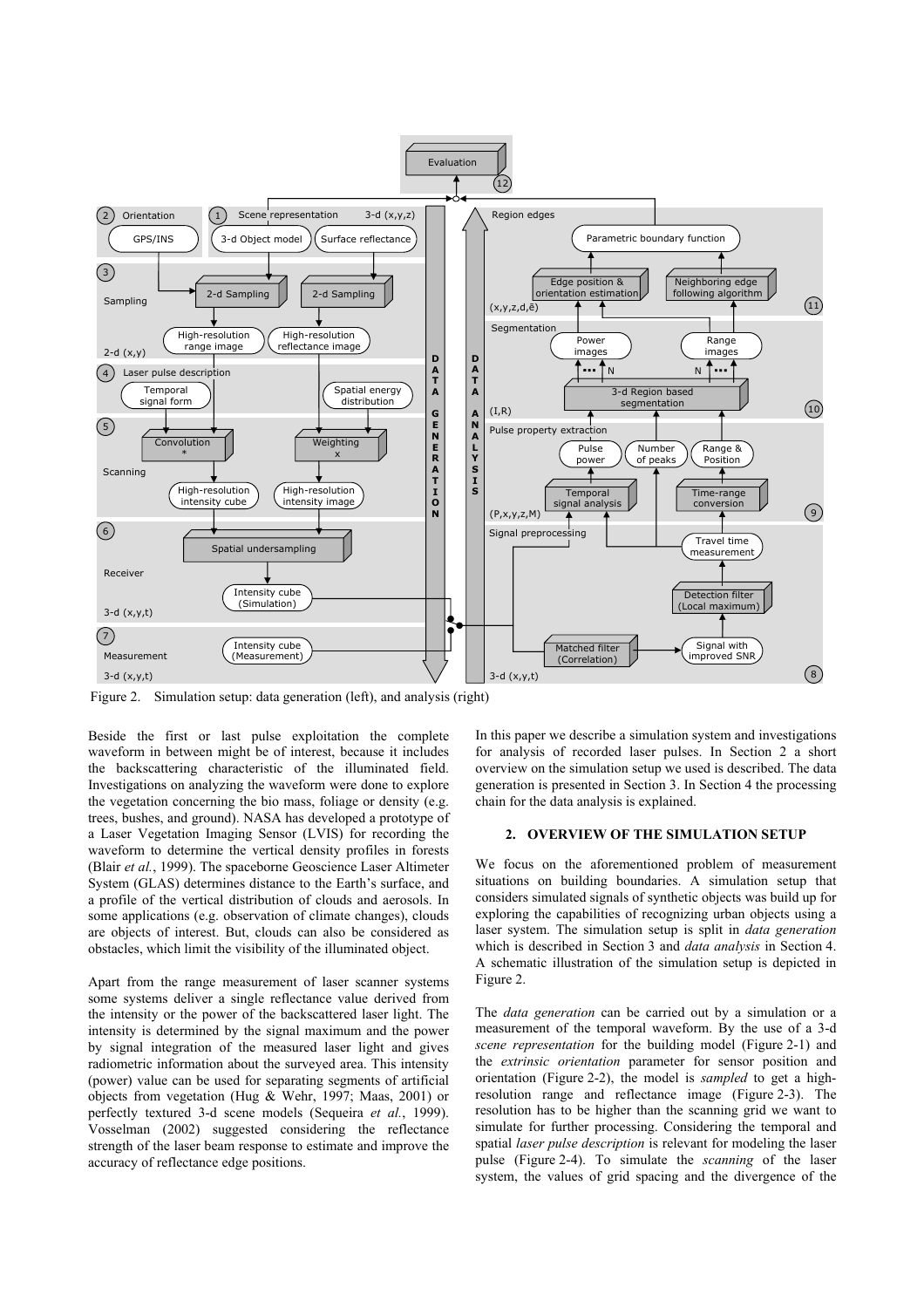Figure 2. Simulation setup: data generation (left), and analysis (right)

Beside the first or last pulse exploitation the complete waveform in between might be of interest, because it includes the backscattering characteristic of the illuminated field. Investigations on analyzing the waveform were done to explore the vegetation concerning the bio mass, foliage or density (e.g. trees, bushes, and ground). NASA has developed a prototype of a Laser Vegetation Imaging Sensor (LVIS) for recording the waveform to determine the vertical density profiles in forests (Blair *et al.*, 1999). The spaceborne Geoscience Laser Altimeter System (GLAS) determines distance to the Earth's surface, and a profile of the vertical distribution of clouds and aerosols. In some applications (e.g. observation of climate changes), clouds are objects of interest. But, clouds can also be considered as obstacles, which limit the visibility of the illuminated object.

Apart from the range measurement of laser scanner systems some systems deliver a single reflectance value derived from the intensity or the power of the backscattered laser light. The intensity is determined by the signal maximum and the power by signal integration of the measured laser light and gives radiometric information about the surveyed area. This intensity (power) value can be used for separating segments of artificial objects from vegetation (Hug & Wehr, 1997; Maas, 2001) or perfectly textured 3-d scene models (Sequeira *et al.*, 1999). Vosselman (2002) suggested considering the reflectance strength of the laser beam response to estimate and improve the accuracy of reflectance edge positions.

In this paper we describe a simulation system and investigations for analysis of recorded laser pulses. In Section 2 a short overview on the simulation setup we used is described. The data generation is presented in Section 3. In Section 4 the processing chain for the data analysis is explained.

## 2. OVERVIEW OF THE SIMULATION SETUP

We focus on the aforementioned problem of measurement situations on building boundaries. A simulation setup that considers simulated signals of synthetic objects was build up for exploring the capabilities of recognizing urban objects using a laser system. The simulation setup is split in *data generation* which is described in Section 3 and *data analysis* in Section 4. A schematic illustration of the simulation setup is depicted in Figure 2.

The *data generation* can be carried out by a simulation or a measurement of the temporal waveform. By the use of a 3-d *scene representation* for the building model (Figure 2-1) and the *extrinsic orientation* parameter for sensor position and orientation (Figure 2-2), the model is *sampled* to get a high-resolution range and reflectance image (Figure 2-3). The resolution has to be higher than the scanning grid we want to simulate for further processing. Considering the temporal and spatial *laser pulse description* is relevant for modeling the laser pulse (Figure 2-4). To simulate the *scanning* of the laser system, the values of grid spacing and the divergence of the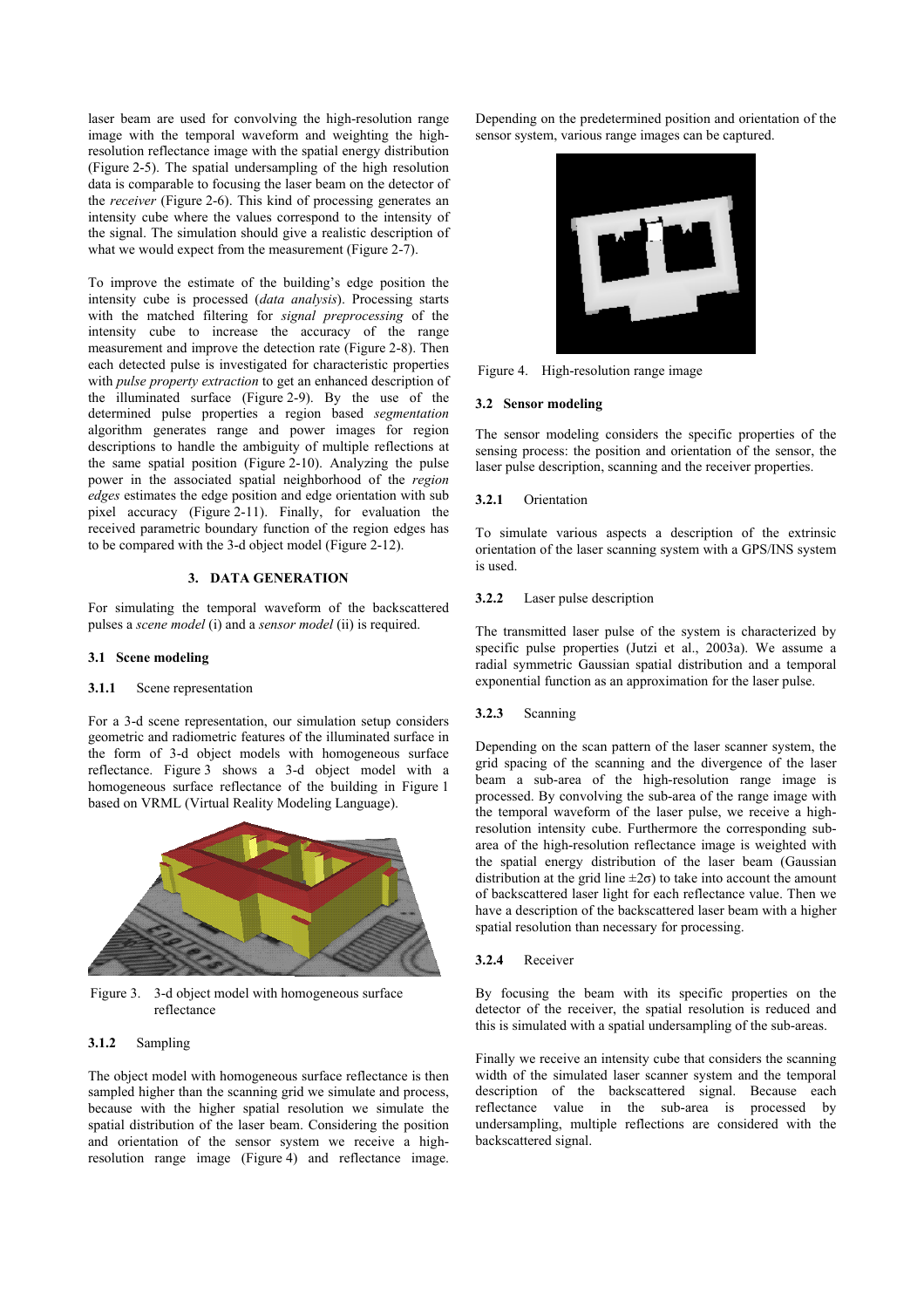laser beam are used for convolving the high-resolution range image with the temporal waveform and weighting the high-resolution reflectance image with the spatial energy distribution (Figure 2-5). The spatial undersampling of the high resolution data is comparable to focusing the laser beam on the detector of the *receiver* (Figure 2-6). This kind of processing generates an intensity cube where the values correspond to the intensity of the signal. The simulation should give a realistic description of what we would expect from the measurement (Figure 2-7).

To improve the estimate of the building's edge position the intensity cube is processed (*data analysis*). Processing starts with the matched filtering for *signal preprocessing* of the intensity cube to increase the accuracy of the range measurement and improve the detection rate (Figure 2-8). Then each detected pulse is investigated for characteristic properties with *pulse property extraction* to get an enhanced description of the illuminated surface (Figure 2-9). By the use of the determined pulse properties a region based *segmentation* algorithm generates range and power images for region descriptions to handle the ambiguity of multiple reflections at the same spatial position (Figure 2-10). Analyzing the pulse power in the associated spatial neighborhood of the *region edges* estimates the edge position and edge orientation with sub pixel accuracy (Figure 2-11). Finally, for evaluation the received parametric boundary function of the region edges has to be compared with the 3-d object model (Figure 2-12).

## 3. DATA GENERATION

For simulating the temporal waveform of the backscattered pulses a *scene model* (i) and a *sensor model* (ii) is required.

### 3.1 Scene modeling

#### 3.1.1 Scene representation

For a 3-d scene representation, our simulation setup considers geometric and radiometric features of the illuminated surface in the form of 3-d object models with homogeneous surface reflectance. Figure 3 shows a 3-d object model with a homogeneous surface reflectance of the building in Figure 1 based on VRML (Virtual Reality Modeling Language).

Figure 3. 3-d object model with homogeneous surface reflectance

#### 3.1.2 Sampling

The object model with homogeneous surface reflectance is then sampled higher than the scanning grid we simulate and process, because with the higher spatial resolution we simulate the spatial distribution of the laser beam. Considering the position and orientation of the sensor system we receive a high-resolution range image (Figure 4) and reflectance image. Depending on the predetermined position and orientation of the sensor system, various range images can be captured.

Figure 4. High-resolution range image

### 3.2 Sensor modeling

The sensor modeling considers the specific properties of the sensing process: the position and orientation of the sensor, the laser pulse description, scanning and the receiver properties.

#### 3.2.1 Orientation

To simulate various aspects a description of the extrinsic orientation of the laser scanning system with a GPS/INS system is used.

#### 3.2.2 Laser pulse description

The transmitted laser pulse of the system is characterized by specific pulse properties (Jutzi et al., 2003a). We assume a radial symmetric Gaussian spatial distribution and a temporal exponential function as an approximation for the laser pulse.

#### 3.2.3 Scanning

Depending on the scan pattern of the laser scanner system, the grid spacing of the scanning and the divergence of the laser beam a sub-area of the high-resolution range image is processed. By convolving the sub-area of the range image with the temporal waveform of the laser pulse, we receive a high-resolution intensity cube. Furthermore the corresponding sub-area of the high-resolution reflectance image is weighted with the spatial energy distribution of the laser beam (Gaussian distribution at the grid line $\pm 2\sigma$) to take into account the amount of backscattered laser light for each reflectance value. Then we have a description of the backscattered laser beam with a higher spatial resolution than necessary for processing.

#### 3.2.4 Receiver

By focusing the beam with its specific properties on the detector of the receiver, the spatial resolution is reduced and this is simulated with a spatial undersampling of the sub-areas.

Finally we receive an intensity cube that considers the scanning width of the simulated laser scanner system and the temporal description of the backscattered signal. Because each reflectance value in the sub-area is processed by undersampling, multiple reflections are considered with the backscattered signal.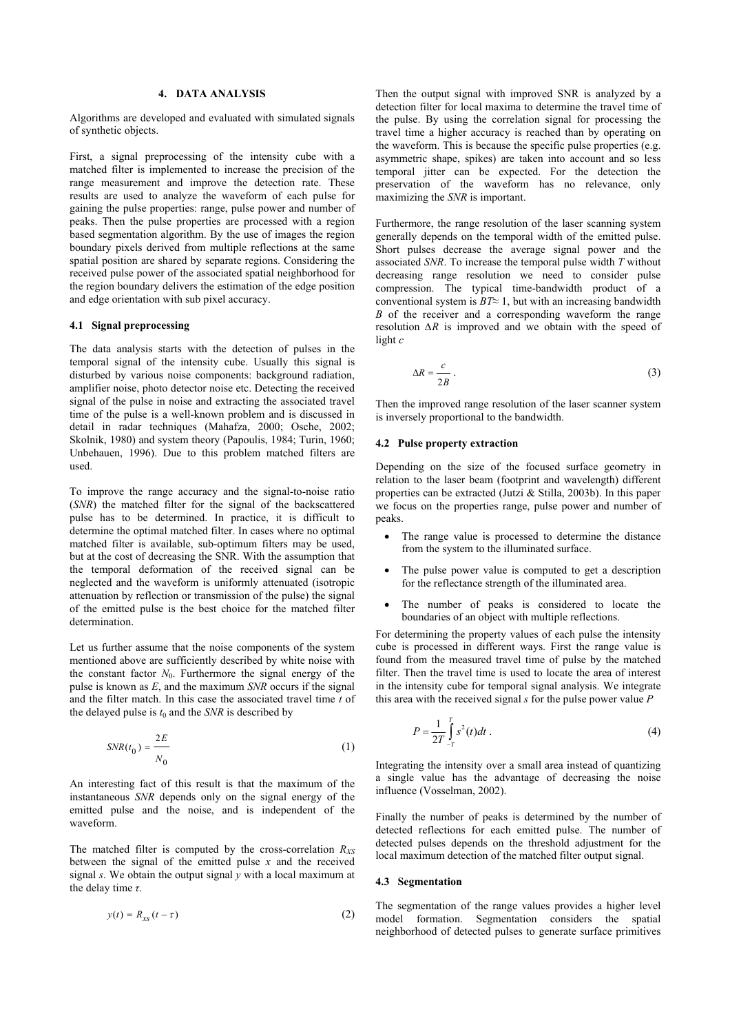## 4. DATA ANALYSIS

Algorithms are developed and evaluated with simulated signals of synthetic objects.

First, a signal preprocessing of the intensity cube with a matched filter is implemented to increase the precision of the range measurement and improve the detection rate. These results are used to analyze the waveform of each pulse for gaining the pulse properties: range, pulse power and number of peaks. Then the pulse properties are processed with a region based segmentation algorithm. By the use of images the region boundary pixels derived from multiple reflections at the same spatial position are shared by separate regions. Considering the received pulse power of the associated spatial neighborhood for the region boundary delivers the estimation of the edge position and edge orientation with sub pixel accuracy.

### 4.1 Signal preprocessing

The data analysis starts with the detection of pulses in the temporal signal of the intensity cube. Usually this signal is disturbed by various noise components: background radiation, amplifier noise, photo detector noise etc. Detecting the received signal of the pulse in noise and extracting the associated travel time of the pulse is a well-known problem and is discussed in detail in radar techniques (Mahafza, 2000; Osche, 2002; Skolnik, 1980) and system theory (Papoulis, 1984; Turin, 1960; Unbehauen, 1996). Due to this problem matched filters are used.

To improve the range accuracy and the signal-to-noise ratio (*SNR*) the matched filter for the signal of the backscattered pulse has to be determined. In practice, it is difficult to determine the optimal matched filter. In cases where no optimal matched filter is available, sub-optimum filters may be used, but at the cost of decreasing the SNR. With the assumption that the temporal deformation of the received signal can be neglected and the waveform is uniformly attenuated (isotropic attenuation by reflection or transmission of the pulse) the signal of the emitted pulse is the best choice for the matched filter determination.

Let us further assume that the noise components of the system mentioned above are sufficiently described by white noise with the constant factor $N_0$. Furthermore the signal energy of the pulse is known as $E$, and the maximum *SNR* occurs if the signal and the filter match. In this case the associated travel time $t$ of the delayed pulse is $t_0$ and the *SNR* is described by

$$SNR(t_0) = \frac{2E}{N_0} \tag{1}$$

An interesting fact of this result is that the maximum of the instantaneous *SNR* depends only on the signal energy of the emitted pulse and the noise, and is independent of the waveform.

The matched filter is computed by the cross-correlation $R_{XS}$ between the signal of the emitted pulse $x$ and the received signal $s$. We obtain the output signal $y$ with a local maximum at the delay time $\tau$.

$$y(t) = R_{xs}(t - \tau) \tag{2}$$

Then the output signal with improved SNR is analyzed by a detection filter for local maxima to determine the travel time of the pulse. By using the correlation signal for processing the travel time a higher accuracy is reached than by operating on the waveform. This is because the specific pulse properties (e.g. asymmetric shape, spikes) are taken into account and so less temporal jitter can be expected. For the detection the preservation of the waveform has no relevance, only maximizing the *SNR* is important.

Furthermore, the range resolution of the laser scanning system generally depends on the temporal width of the emitted pulse. Short pulses decrease the average signal power and the associated *SNR*. To increase the temporal pulse width $T$ without decreasing range resolution we need to consider pulse compression. The typical time-bandwidth product of a conventional system is $BT \approx 1$, but with an increasing bandwidth $B$ of the receiver and a corresponding waveform the range resolution $\Delta R$ is improved and we obtain with the speed of light $c$

$$\Delta R = \frac{c}{2B}. \tag{3}$$

Then the improved range resolution of the laser scanner system is inversely proportional to the bandwidth.

### 4.2 Pulse property extraction

Depending on the size of the focused surface geometry in relation to the laser beam (footprint and wavelength) different properties can be extracted (Jutzi & Stilla, 2003b). In this paper we focus on the properties range, pulse power and number of peaks.

- The range value is processed to determine the distance from the system to the illuminated surface.
- The pulse power value is computed to get a description for the reflectance strength of the illuminated area.
- The number of peaks is considered to locate the boundaries of an object with multiple reflections.

For determining the property values of each pulse the intensity cube is processed in different ways. First the range value is found from the measured travel time of pulse by the matched filter. Then the travel time is used to locate the area of interest in the intensity cube for temporal signal analysis. We integrate this area with the received signal $s$ for the pulse power value $P$

$$P = \frac{1}{2T} \int_{-T}^{T} s^2(t)\,dt. \tag{4}$$

Integrating the intensity over a small area instead of quantizing a single value has the advantage of decreasing the noise influence (Vosselman, 2002).

Finally the number of peaks is determined by the number of detected reflections for each emitted pulse. The number of detected pulses depends on the threshold adjustment for the local maximum detection of the matched filter output signal.

### 4.3 Segmentation

The segmentation of the range values provides a higher level model formation. Segmentation considers the spatial neighborhood of detected pulses to generate surface primitives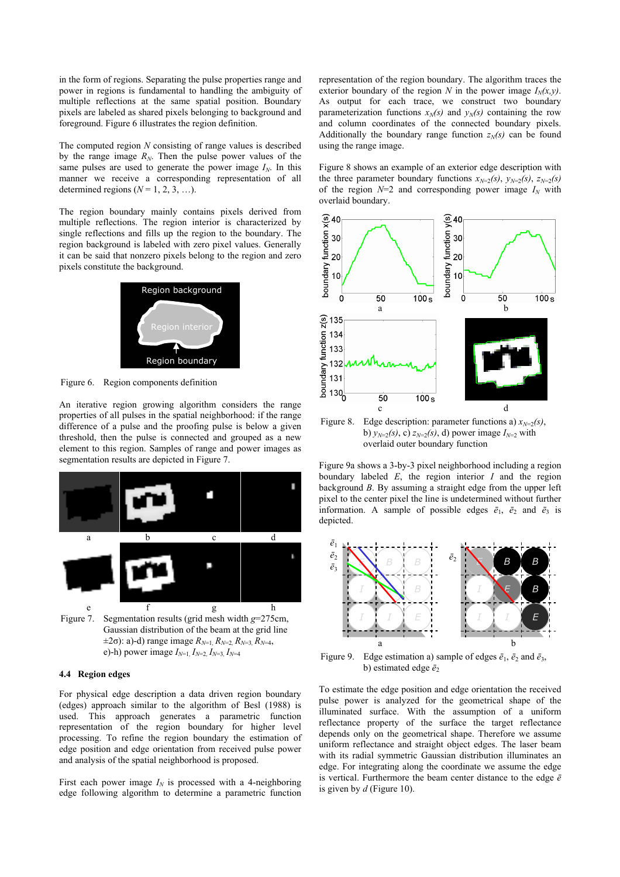in the form of regions. Separating the pulse properties range and power in regions is fundamental to handling the ambiguity of multiple reflections at the same spatial position. Boundary pixels are labeled as shared pixels belonging to background and foreground. Figure 6 illustrates the region definition.

The computed region $N$ consisting of range values is described by the range image $R_N$. Then the pulse power values of the same pulses are used to generate the power image $I_N$. In this manner we receive a corresponding representation of all determined regions ($N = 1, 2, 3, \ldots$).

The region boundary mainly contains pixels derived from multiple reflections. The region interior is characterized by single reflections and fills up the region to the boundary. The region background is labeled with zero pixel values. Generally it can be said that nonzero pixels belong to the region and zero pixels constitute the background.

Figure 6. Region components definition

An iterative region growing algorithm considers the range properties of all pulses in the spatial neighborhood: if the range difference of a pulse and the proofing pulse is below a given threshold, then the pulse is connected and grouped as a new element to this region. Samples of range and power images as segmentation results are depicted in Figure 7.

Figure 7. Segmentation results (grid mesh width $g$=275cm, Gaussian distribution of the beam at the grid line $\pm 2\sigma$): a)-d) range image $R_{N=1}, R_{N=2}, R_{N=3}, R_{N=4}$, e)-h) power image $I_{N=1}, I_{N=2}, I_{N=3}, I_{N=4}$

### 4.4 Region edges

For physical edge description a data driven region boundary (edges) approach similar to the algorithm of Besl (1988) is used. This approach generates a parametric function representation of the region boundary for higher level processing. To refine the region boundary the estimation of edge position and edge orientation from received pulse power and analysis of the spatial neighborhood is proposed.

First each power image $I_N$ is processed with a 4-neighboring edge following algorithm to determine a parametric function representation of the region boundary. The algorithm traces the exterior boundary of the region $N$ in the power image $I_N(x,y)$. As output for each trace, we construct two boundary parameterization functions $x_N(s)$ and $y_N(s)$ containing the row and column coordinates of the connected boundary pixels. Additionally the boundary range function $z_N(s)$ can be found using the range image.

Figure 8 shows an example of an exterior edge description with the three parameter boundary functions $x_{N=2}(s)$, $y_{N=2}(s)$, $z_{N=2}(s)$ of the region $N$=2 and corresponding power image $I_N$ with overlaid boundary.

Figure 8. Edge description: parameter functions a) $x_{N=2}(s)$, b) $y_{N=2}(s)$, c) $z_{N=2}(s)$, d) power image $I_{N=2}$ with overlaid outer boundary function

Figure 9a shows a 3-by-3 pixel neighborhood including a region boundary labeled $E$, the region interior $I$ and the region background $B$. By assuming a straight edge from the upper left pixel to the center pixel the line is undetermined without further information. A sample of possible edges $\bar{e}_1$, $\bar{e}_2$ and $\bar{e}_3$ is depicted.

Figure 9. Edge estimation a) sample of edges $\bar{e}_1$, $\bar{e}_2$ and $\bar{e}_3$, b) estimated edge $\bar{e}_2$

To estimate the edge position and edge orientation the received pulse power is analyzed for the geometrical shape of the illuminated surface. With the assumption of a uniform reflectance property of the surface the target reflectance depends only on the geometrical shape. Therefore we assume uniform reflectance and straight object edges. The laser beam with its radial symmetric Gaussian distribution illuminates an edge. For integrating along the coordinate we assume the edge is vertical. Furthermore the beam center distance to the edge $\bar{e}$ is given by $d$ (Figure 10).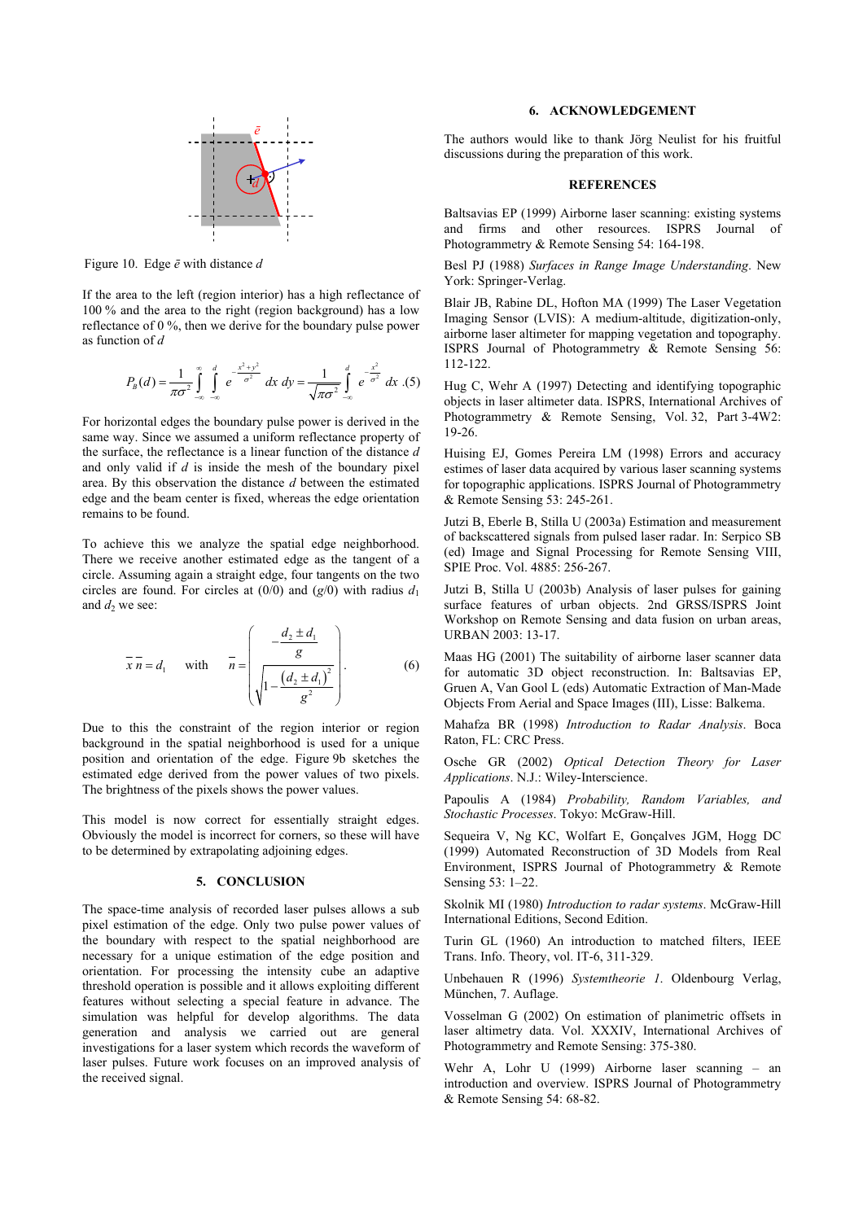Figure 10. Edge $\bar{e}$ with distance $d$

If the area to the left (region interior) has a high reflectance of 100 % and the area to the right (region background) has a low reflectance of 0 %, then we derive for the boundary pulse power as function of $d$

$$P_B(d) = \frac{1}{\pi\sigma^2}\int_{-\infty}^{\infty}\int_{-\infty}^{d} e^{-\frac{x^2+y^2}{\sigma^2}}\,dx\,dy = \frac{1}{\sqrt{\pi\sigma^2}}\int_{-\infty}^{d} e^{-\frac{x^2}{\sigma^2}}\,dx \quad .(5)$$

For horizontal edges the boundary pulse power is derived in the same way. Since we assumed a uniform reflectance property of the surface, the reflectance is a linear function of the distance $d$ and only valid if $d$ is inside the mesh of the boundary pixel area. By this observation the distance $d$ between the estimated edge and the beam center is fixed, whereas the edge orientation remains to be found.

To achieve this we analyze the spatial edge neighborhood. There we receive another estimated edge as the tangent of a circle. Assuming again a straight edge, four tangents on the two circles are found. For circles at (0/0) and ($g$/0) with radius $d_1$ and $d_2$ we see:

$$\bar{x}\,\bar{n} = d_1 \quad \text{with} \quad \bar{n} = \begin{pmatrix} -\dfrac{d_2 \pm d_1}{g} \\ \sqrt{1-\dfrac{(d_2 \pm d_1)^2}{g^2}} \end{pmatrix}. \qquad (6)$$

Due to this the constraint of the region interior or region background in the spatial neighborhood is used for a unique position and orientation of the edge. Figure 9b sketches the estimated edge derived from the power values of two pixels. The brightness of the pixels shows the power values.

This model is now correct for essentially straight edges. Obviously the model is incorrect for corners, so these will have to be determined by extrapolating adjoining edges.

## 5. CONCLUSION

The space-time analysis of recorded laser pulses allows a sub pixel estimation of the edge. Only two pulse power values of the boundary with respect to the spatial neighborhood are necessary for a unique estimation of the edge position and orientation. For processing the intensity cube an adaptive threshold operation is possible and it allows exploiting different features without selecting a special feature in advance. The simulation was helpful for develop algorithms. The data generation and analysis we carried out are general investigations for a laser system which records the waveform of laser pulses. Future work focuses on an improved analysis of the received signal.

## 6. ACKNOWLEDGEMENT

The authors would like to thank Jörg Neulist for his fruitful discussions during the preparation of this work.

## REFERENCES

Baltsavias EP (1999) Airborne laser scanning: existing systems and firms and other resources. ISPRS Journal of Photogrammetry & Remote Sensing 54: 164-198.

Besl PJ (1988) *Surfaces in Range Image Understanding*. New York: Springer-Verlag.

Blair JB, Rabine DL, Hofton MA (1999) The Laser Vegetation Imaging Sensor (LVIS): A medium-altitude, digitization-only, airborne laser altimeter for mapping vegetation and topography. ISPRS Journal of Photogrammetry & Remote Sensing 56: 112-122.

Hug C, Wehr A (1997) Detecting and identifying topographic objects in laser altimeter data. ISPRS, International Archives of Photogrammetry & Remote Sensing, Vol. 32, Part 3-4W2: 19-26.

Huising EJ, Gomes Pereira LM (1998) Errors and accuracy estimes of laser data acquired by various laser scanning systems for topographic applications. ISPRS Journal of Photogrammetry & Remote Sensing 53: 245-261.

Jutzi B, Eberle B, Stilla U (2003a) Estimation and measurement of backscattered signals from pulsed laser radar. In: Serpico SB (ed) Image and Signal Processing for Remote Sensing VIII, SPIE Proc. Vol. 4885: 256-267.

Jutzi B, Stilla U (2003b) Analysis of laser pulses for gaining surface features of urban objects. 2nd GRSS/ISPRS Joint Workshop on Remote Sensing and data fusion on urban areas, URBAN 2003: 13-17.

Maas HG (2001) The suitability of airborne laser scanner data for automatic 3D object reconstruction. In: Baltsavias EP, Gruen A, Van Gool L (eds) Automatic Extraction of Man-Made Objects From Aerial and Space Images (III), Lisse: Balkema.

Mahafza BR (1998) *Introduction to Radar Analysis*. Boca Raton, FL: CRC Press.

Osche GR (2002) *Optical Detection Theory for Laser Applications*. N.J.: Wiley-Interscience.

Papoulis A (1984) *Probability, Random Variables, and Stochastic Processes*. Tokyo: McGraw-Hill.

Sequeira V, Ng KC, Wolfart E, Gonçalves JGM, Hogg DC (1999) Automated Reconstruction of 3D Models from Real Environment, ISPRS Journal of Photogrammetry & Remote Sensing 53: 1–22.

Skolnik MI (1980) *Introduction to radar systems*. McGraw-Hill International Editions, Second Edition.

Turin GL (1960) An introduction to matched filters, IEEE Trans. Info. Theory, vol. IT-6, 311-329.

Unbehauen R (1996) *Systemtheorie 1*. Oldenbourg Verlag, München, 7. Auflage.

Vosselman G (2002) On estimation of planimetric offsets in laser altimetry data. Vol. XXXIV, International Archives of Photogrammetry and Remote Sensing: 375-380.

Wehr A, Lohr U (1999) Airborne laser scanning – an introduction and overview. ISPRS Journal of Photogrammetry & Remote Sensing 54: 68-82.